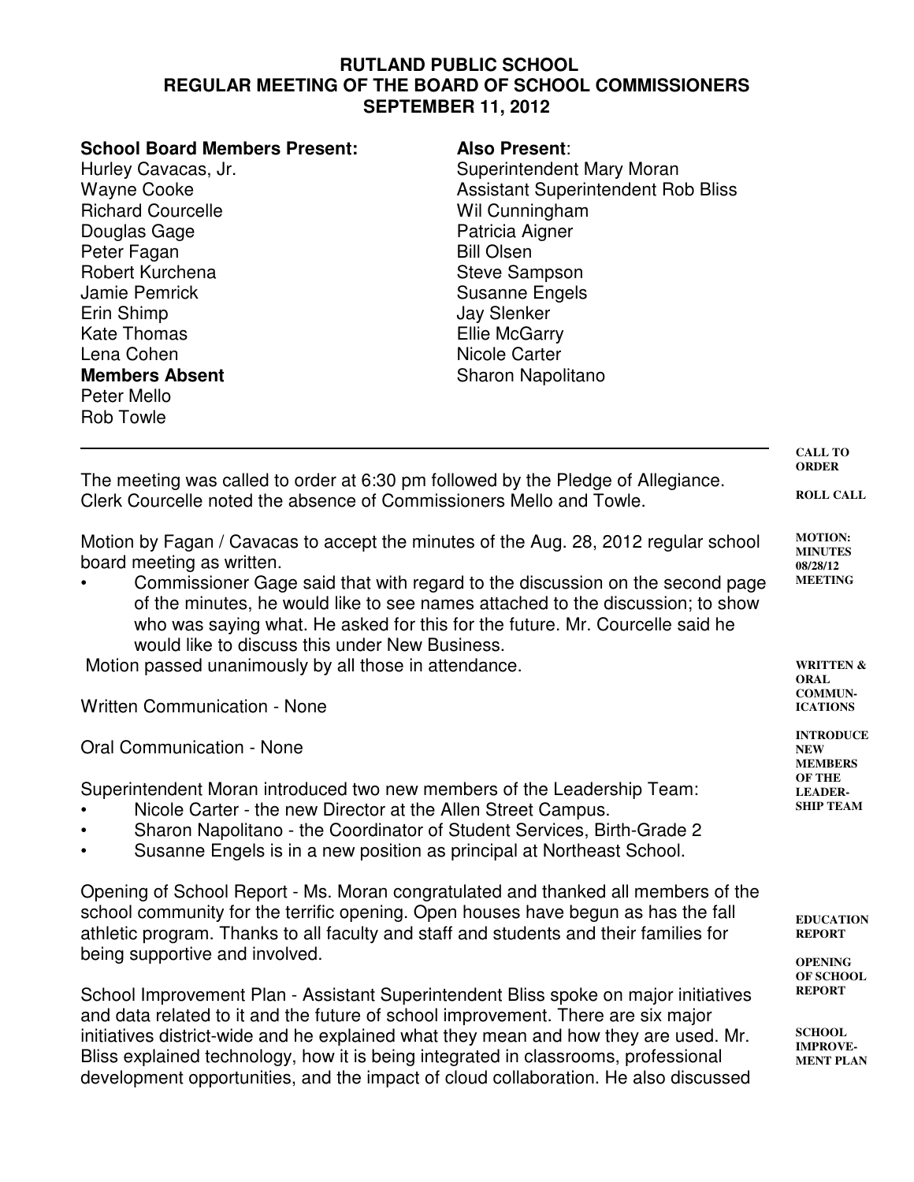# RUTLAND PUBLIC SCHOOL
## REGULAR MEETING OF THE BOARD OF SCHOOL COMMISSIONERS
## SEPTEMBER 11, 2012

**School Board Members Present:**
Hurley Cavacas, Jr.
Wayne Cooke
Richard Courcelle
Douglas Gage
Peter Fagan
Robert Kurchena
Jamie Pemrick
Erin Shimp
Kate Thomas
Lena Cohen

**Members Absent**
Peter Mello
Rob Towle

**Also Present**:
Superintendent Mary Moran
Assistant Superintendent Rob Bliss
Wil Cunningham
Patricia Aigner
Bill Olsen
Steve Sampson
Susanne Engels
Jay Slenker
Ellie McGarry
Nicole Carter
Sharon Napolitano

---

**CALL TO ORDER**

**ROLL CALL**

The meeting was called to order at 6:30 pm followed by the Pledge of Allegiance. Clerk Courcelle noted the absence of Commissioners Mello and Towle.

**MOTION: MINUTES 08/28/12 MEETING**

Motion by Fagan / Cavacas to accept the minutes of the Aug. 28, 2012 regular school board meeting as written.

- Commissioner Gage said that with regard to the discussion on the second page of the minutes, he would like to see names attached to the discussion; to show who was saying what. He asked for this for the future. Mr. Courcelle said he would like to discuss this under New Business.

Motion passed unanimously by all those in attendance.

**WRITTEN & ORAL COMMUNICATIONS**

Written Communication - None

Oral Communication - None

**INTRODUCE NEW MEMBERS OF THE LEADERSHIP TEAM**

Superintendent Moran introduced two new members of the Leadership Team:

- Nicole Carter - the new Director at the Allen Street Campus.
- Sharon Napolitano - the Coordinator of Student Services, Birth-Grade 2
- Susanne Engels is in a new position as principal at Northeast School.

**EDUCATION REPORT**

**OPENING OF SCHOOL REPORT**

Opening of School Report - Ms. Moran congratulated and thanked all members of the school community for the terrific opening. Open houses have begun as has the fall athletic program. Thanks to all faculty and staff and students and their families for being supportive and involved.

**SCHOOL IMPROVEMENT PLAN**

School Improvement Plan - Assistant Superintendent Bliss spoke on major initiatives and data related to it and the future of school improvement. There are six major initiatives district-wide and he explained what they mean and how they are used. Mr. Bliss explained technology, how it is being integrated in classrooms, professional development opportunities, and the impact of cloud collaboration. He also discussed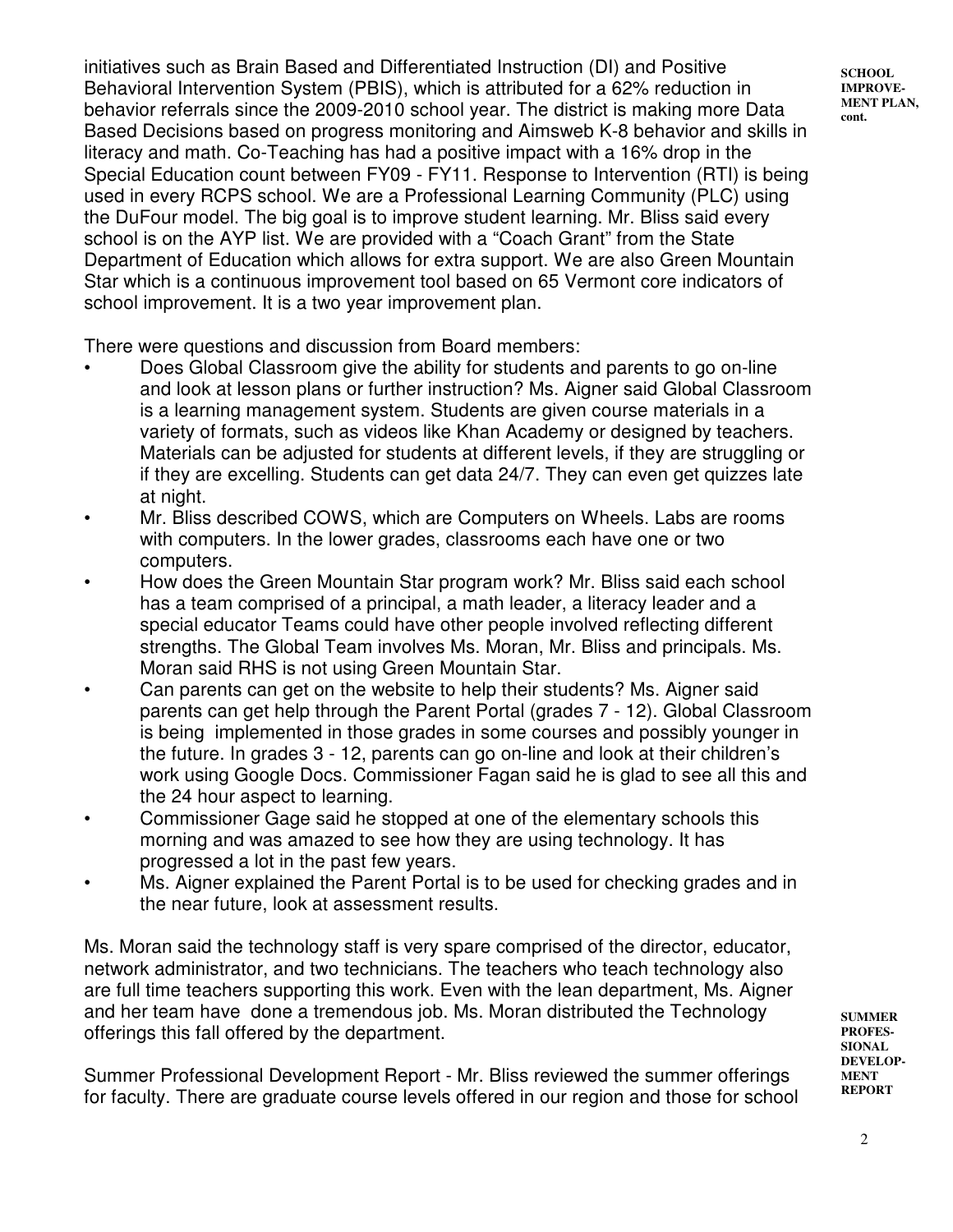**SCHOOL IMPROVEMENT PLAN, cont.**

initiatives such as Brain Based and Differentiated Instruction (DI) and Positive Behavioral Intervention System (PBIS), which is attributed for a 62% reduction in behavior referrals since the 2009-2010 school year. The district is making more Data Based Decisions based on progress monitoring and Aimsweb K-8 behavior and skills in literacy and math. Co-Teaching has had a positive impact with a 16% drop in the Special Education count between FY09 - FY11. Response to Intervention (RTI) is being used in every RCPS school. We are a Professional Learning Community (PLC) using the DuFour model. The big goal is to improve student learning. Mr. Bliss said every school is on the AYP list. We are provided with a "Coach Grant" from the State Department of Education which allows for extra support. We are also Green Mountain Star which is a continuous improvement tool based on 65 Vermont core indicators of school improvement. It is a two year improvement plan.

There were questions and discussion from Board members:

- Does Global Classroom give the ability for students and parents to go on-line and look at lesson plans or further instruction? Ms. Aigner said Global Classroom is a learning management system. Students are given course materials in a variety of formats, such as videos like Khan Academy or designed by teachers. Materials can be adjusted for students at different levels, if they are struggling or if they are excelling. Students can get data 24/7. They can even get quizzes late at night.
- Mr. Bliss described COWS, which are Computers on Wheels. Labs are rooms with computers. In the lower grades, classrooms each have one or two computers.
- How does the Green Mountain Star program work? Mr. Bliss said each school has a team comprised of a principal, a math leader, a literacy leader and a special educator Teams could have other people involved reflecting different strengths. The Global Team involves Ms. Moran, Mr. Bliss and principals. Ms. Moran said RHS is not using Green Mountain Star.
- Can parents can get on the website to help their students? Ms. Aigner said parents can get help through the Parent Portal (grades 7 - 12). Global Classroom is being implemented in those grades in some courses and possibly younger in the future. In grades 3 - 12, parents can go on-line and look at their children's work using Google Docs. Commissioner Fagan said he is glad to see all this and the 24 hour aspect to learning.
- Commissioner Gage said he stopped at one of the elementary schools this morning and was amazed to see how they are using technology. It has progressed a lot in the past few years.
- Ms. Aigner explained the Parent Portal is to be used for checking grades and in the near future, look at assessment results.

Ms. Moran said the technology staff is very spare comprised of the director, educator, network administrator, and two technicians. The teachers who teach technology also are full time teachers supporting this work. Even with the lean department, Ms. Aigner and her team have done a tremendous job. Ms. Moran distributed the Technology offerings this fall offered by the department.

**SUMMER PROFESSIONAL DEVELOPMENT REPORT**

Summer Professional Development Report - Mr. Bliss reviewed the summer offerings for faculty. There are graduate course levels offered in our region and those for school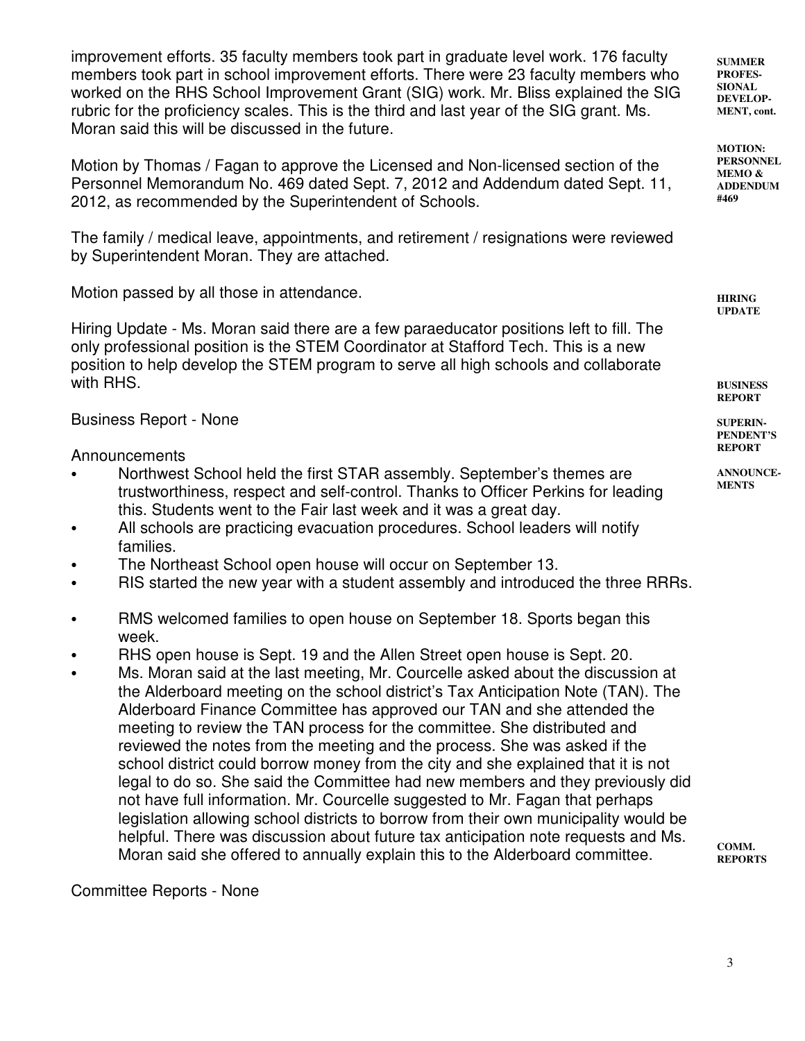improvement efforts. 35 faculty members took part in graduate level work. 176 faculty members took part in school improvement efforts. There were 23 faculty members who worked on the RHS School Improvement Grant (SIG) work. Mr. Bliss explained the SIG rubric for the proficiency scales. This is the third and last year of the SIG grant. Ms. Moran said this will be discussed in the future.

**SUMMER PROFESSIONAL DEVELOPMENT, cont.**

**MOTION: PERSONNEL MEMO & ADDENDUM #469**

Motion by Thomas / Fagan to approve the Licensed and Non-licensed section of the Personnel Memorandum No. 469 dated Sept. 7, 2012 and Addendum dated Sept. 11, 2012, as recommended by the Superintendent of Schools.

The family / medical leave, appointments, and retirement / resignations were reviewed by Superintendent Moran. They are attached.

Motion passed by all those in attendance.

**HIRING UPDATE**

Hiring Update - Ms. Moran said there are a few paraeducator positions left to fill. The only professional position is the STEM Coordinator at Stafford Tech. This is a new position to help develop the STEM program to serve all high schools and collaborate with RHS.

**BUSINESS REPORT**

Business Report - None

**SUPERINTENDENT'S REPORT**

**ANNOUNCEMENTS**

Announcements

- Northwest School held the first STAR assembly. September's themes are trustworthiness, respect and self-control. Thanks to Officer Perkins for leading this. Students went to the Fair last week and it was a great day.
- All schools are practicing evacuation procedures. School leaders will notify families.
- The Northeast School open house will occur on September 13.
- RIS started the new year with a student assembly and introduced the three RRRs.
- RMS welcomed families to open house on September 18. Sports began this week.
- RHS open house is Sept. 19 and the Allen Street open house is Sept. 20.
- Ms. Moran said at the last meeting, Mr. Courcelle asked about the discussion at the Alderboard meeting on the school district's Tax Anticipation Note (TAN). The Alderboard Finance Committee has approved our TAN and she attended the meeting to review the TAN process for the committee. She distributed and reviewed the notes from the meeting and the process. She was asked if the school district could borrow money from the city and she explained that it is not legal to do so. She said the Committee had new members and they previously did not have full information. Mr. Courcelle suggested to Mr. Fagan that perhaps legislation allowing school districts to borrow from their own municipality would be helpful. There was discussion about future tax anticipation note requests and Ms. Moran said she offered to annually explain this to the Alderboard committee.

**COMM. REPORTS**

Committee Reports - None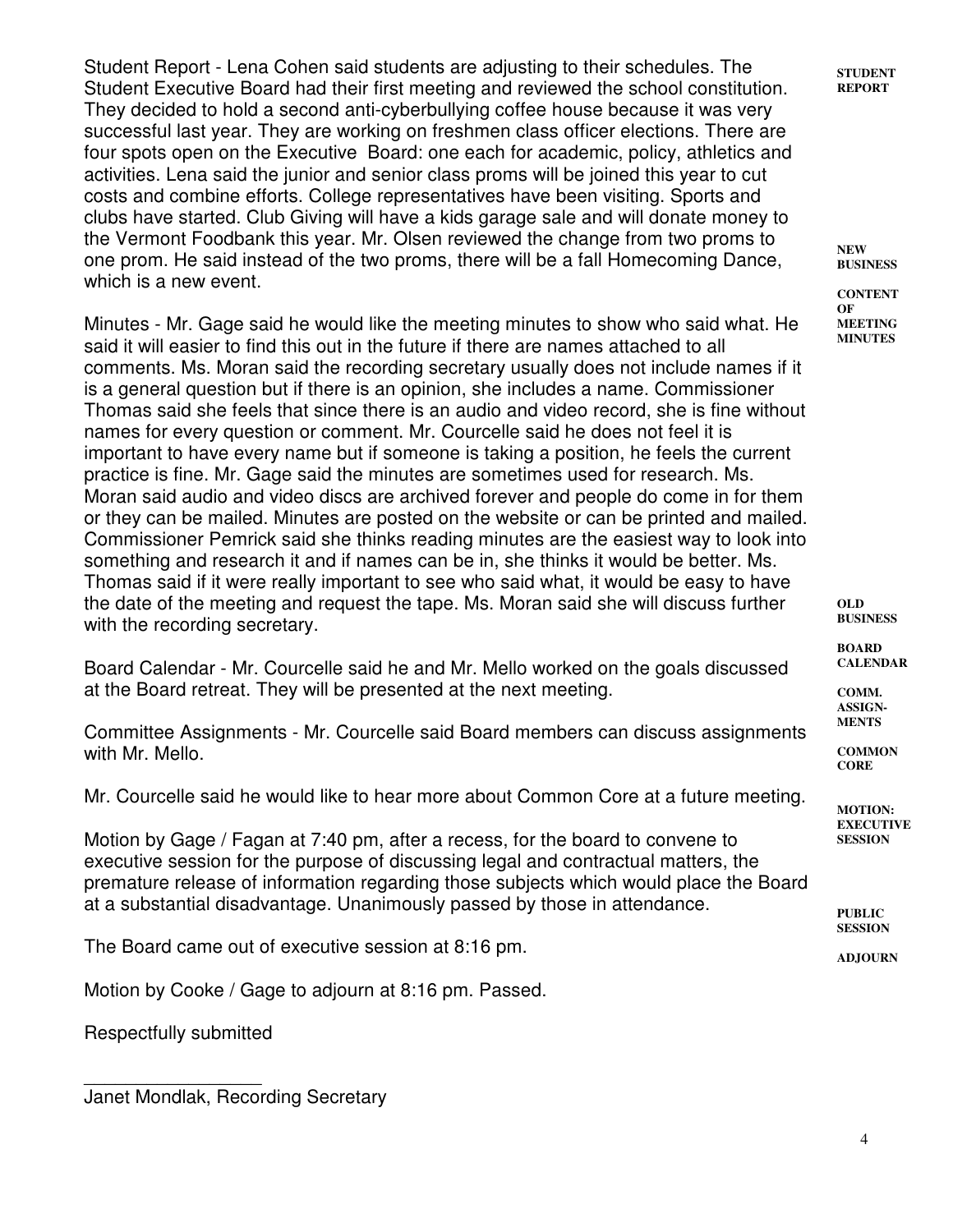**STUDENT REPORT**

Student Report - Lena Cohen said students are adjusting to their schedules. The Student Executive Board had their first meeting and reviewed the school constitution. They decided to hold a second anti-cyberbullying coffee house because it was very successful last year. They are working on freshmen class officer elections. There are four spots open on the Executive Board: one each for academic, policy, athletics and activities. Lena said the junior and senior class proms will be joined this year to cut costs and combine efforts. College representatives have been visiting. Sports and clubs have started. Club Giving will have a kids garage sale and will donate money to the Vermont Foodbank this year. Mr. Olsen reviewed the change from two proms to one prom. He said instead of the two proms, there will be a fall Homecoming Dance, which is a new event.

**NEW BUSINESS**

**CONTENT OF MEETING MINUTES**

Minutes - Mr. Gage said he would like the meeting minutes to show who said what. He said it will easier to find this out in the future if there are names attached to all comments. Ms. Moran said the recording secretary usually does not include names if it is a general question but if there is an opinion, she includes a name. Commissioner Thomas said she feels that since there is an audio and video record, she is fine without names for every question or comment. Mr. Courcelle said he does not feel it is important to have every name but if someone is taking a position, he feels the current practice is fine. Mr. Gage said the minutes are sometimes used for research. Ms. Moran said audio and video discs are archived forever and people do come in for them or they can be mailed. Minutes are posted on the website or can be printed and mailed. Commissioner Pemrick said she thinks reading minutes are the easiest way to look into something and research it and if names can be in, she thinks it would be better. Ms. Thomas said if it were really important to see who said what, it would be easy to have the date of the meeting and request the tape. Ms. Moran said she will discuss further with the recording secretary.

**OLD BUSINESS**

**BOARD CALENDAR**

Board Calendar - Mr. Courcelle said he and Mr. Mello worked on the goals discussed at the Board retreat. They will be presented at the next meeting.

**COMM. ASSIGN-MENTS**

Committee Assignments - Mr. Courcelle said Board members can discuss assignments with Mr. Mello.

**COMMON CORE**

Mr. Courcelle said he would like to hear more about Common Core at a future meeting.

**MOTION: EXECUTIVE SESSION**

Motion by Gage / Fagan at 7:40 pm, after a recess, for the board to convene to executive session for the purpose of discussing legal and contractual matters, the premature release of information regarding those subjects which would place the Board at a substantial disadvantage. Unanimously passed by those in attendance.

**PUBLIC SESSION**

The Board came out of executive session at 8:16 pm.

**ADJOURN**

Motion by Cooke / Gage to adjourn at 8:16 pm. Passed.

Respectfully submitted

\_\_\_\_\_\_\_\_\_\_\_\_\_\_\_\_\_\_

Janet Mondlak, Recording Secretary